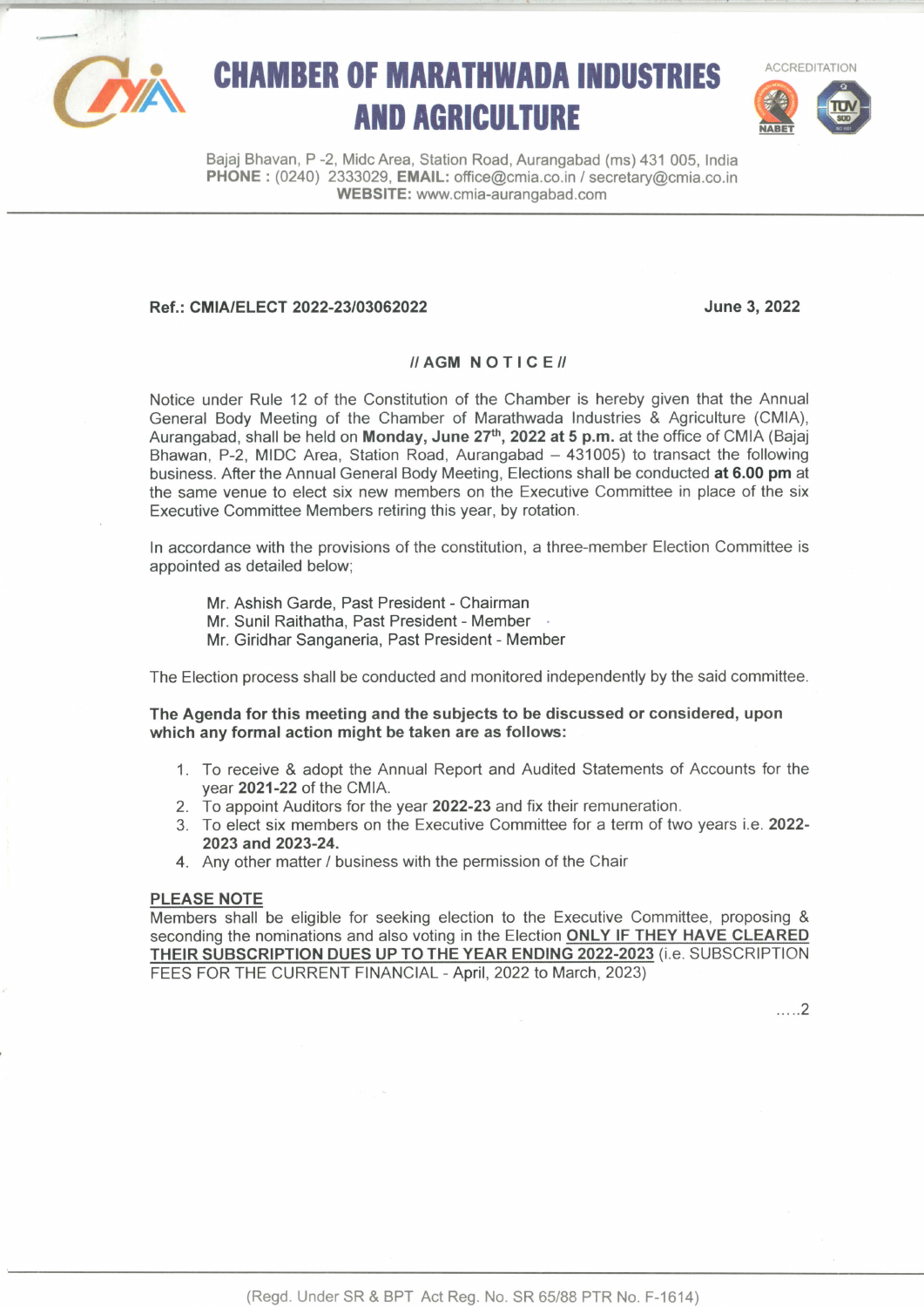# CHAMBER OF MARATHWADA INDUSTRIES AND AGRICULTURE

ACCREDITATION

Bajaj Bhavan, P -2, Midc Area, Station Road, Aurangabad (ms) 431 005, India
**PHONE :** (0240) 2333029, **EMAIL:** office@cmia.co.in / secretary@cmia.co.in
**WEBSITE:** www.cmia-aurangabad.com

**Ref.: CMIA/ELECT 2022-23/03062022** **June 3, 2022**

## // AGM NOTICE //

Notice under Rule 12 of the Constitution of the Chamber is hereby given that the Annual General Body Meeting of the Chamber of Marathwada Industries & Agriculture (CMIA), Aurangabad, shall be held on **Monday, June 27th, 2022 at 5 p.m.** at the office of CMIA (Bajaj Bhawan, P-2, MIDC Area, Station Road, Aurangabad – 431005) to transact the following business. After the Annual General Body Meeting, Elections shall be conducted **at 6.00 pm** at the same venue to elect six new members on the Executive Committee in place of the six Executive Committee Members retiring this year, by rotation.

In accordance with the provisions of the constitution, a three-member Election Committee is appointed as detailed below;

Mr. Ashish Garde, Past President - Chairman
Mr. Sunil Raithatha, Past President - Member
Mr. Giridhar Sanganeria, Past President - Member

The Election process shall be conducted and monitored independently by the said committee.

**The Agenda for this meeting and the subjects to be discussed or considered, upon which any formal action might be taken are as follows:**

1. To receive & adopt the Annual Report and Audited Statements of Accounts for the year **2021-22** of the CMIA.
2. To appoint Auditors for the year **2022-23** and fix their remuneration.
3. To elect six members on the Executive Committee for a term of two years i.e. **2022-2023 and 2023-24.**
4. Any other matter / business with the permission of the Chair

**PLEASE NOTE**

Members shall be eligible for seeking election to the Executive Committee, proposing & seconding the nominations and also voting in the Election **ONLY IF THEY HAVE CLEARED THEIR SUBSCRIPTION DUES UP TO THE YEAR ENDING 2022-2023** (i.e. SUBSCRIPTION FEES FOR THE CURRENT FINANCIAL - April, 2022 to March, 2023)

.....2

(Regd. Under SR & BPT Act Reg. No. SR 65/88 PTR No. F-1614)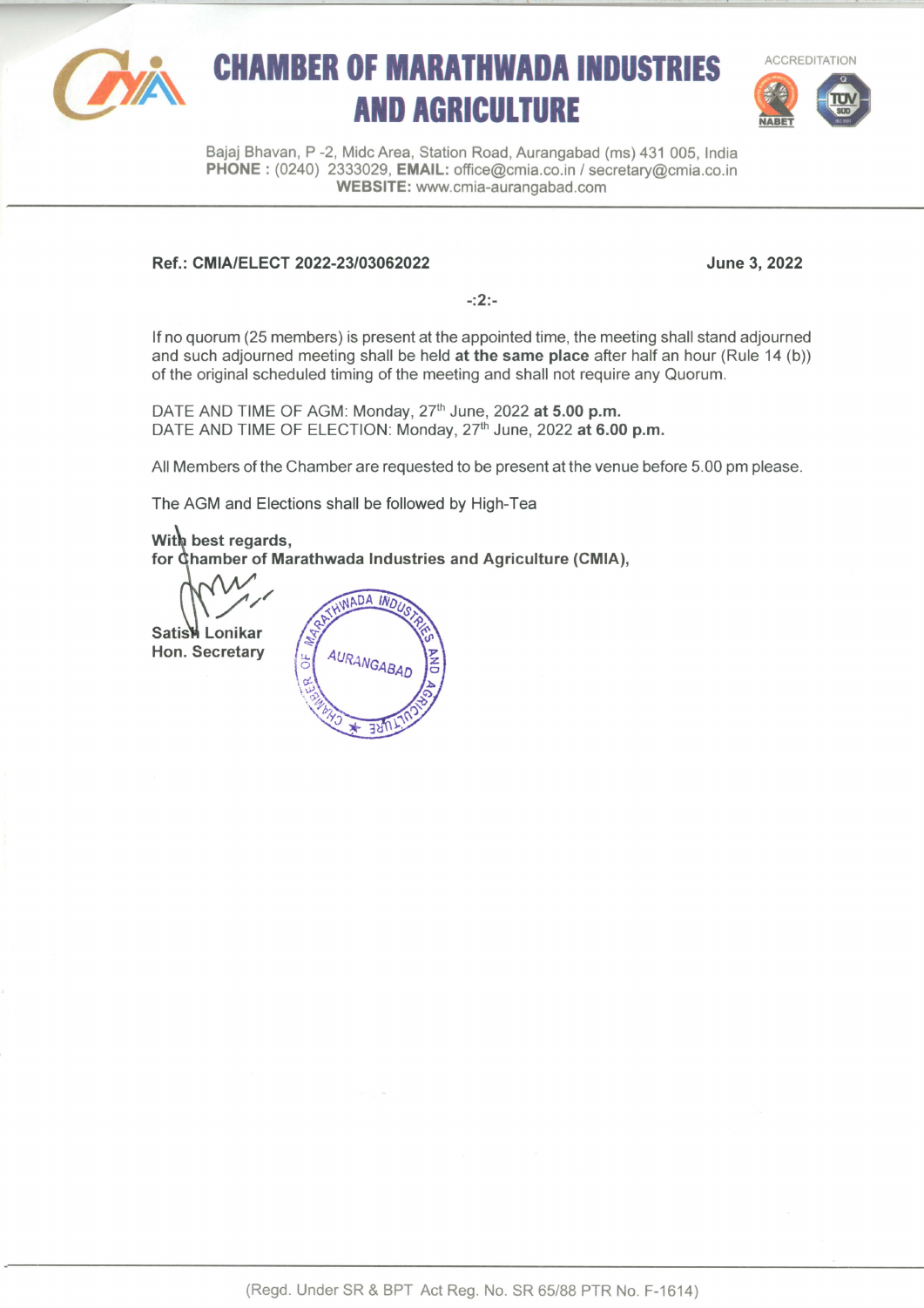Ref.: CMIA/ELECT 2022-23/03062022 June 3, 2022

-:2:-

If no quorum (25 members) is present at the appointed time, the meeting shall stand adjourned and such adjourned meeting shall be held **at the same place** after half an hour (Rule 14 (b)) of the original scheduled timing of the meeting and shall not require any Quorum.

DATE AND TIME OF AGM: Monday, 27th June, 2022 **at 5.00 p.m.**
DATE AND TIME OF ELECTION: Monday, 27th June, 2022 **at 6.00 p.m.**

All Members of the Chamber are requested to be present at the venue before 5.00 pm please.

The AGM and Elections shall be followed by High-Tea

**With best regards,**
**for Chamber of Marathwada Industries and Agriculture (CMIA),**

**Satish Lonikar**
**Hon. Secretary**

CHAMBER OF MARATHWADA INDUSTRIES AND AGRICULTURE ★ AURANGABAD